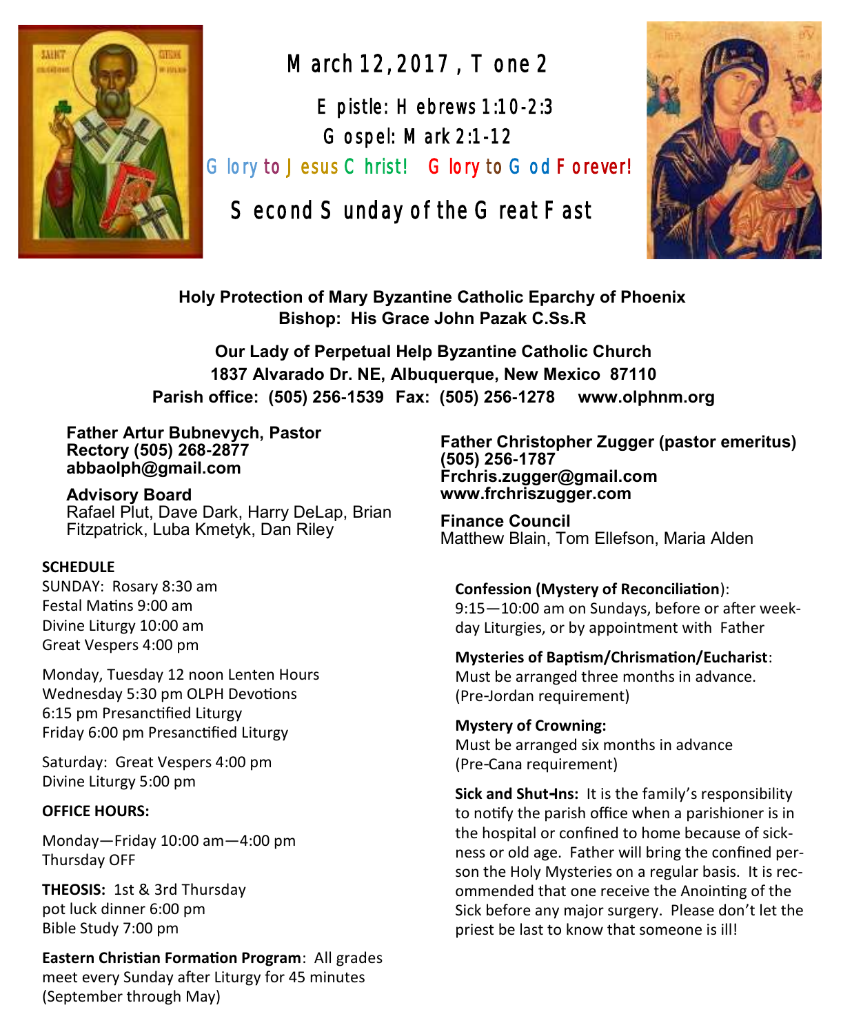# March 12, 2017, Tone 2

Epistle: Hebrews 1:10-2:3

Gospel: Mark 2:1-12

Glory to Jesus Christ! Glory to God Forever!

## Second Sunday of the Great Fast

**Holy Protection of Mary Byzantine Catholic Eparchy of Phoenix**
**Bishop: His Grace John Pazak C.Ss.R**

**Our Lady of Perpetual Help Byzantine Catholic Church**
**1837 Alvarado Dr. NE, Albuquerque, New Mexico 87110**
**Parish office: (505) 256-1539 Fax: (505) 256-1278 www.olphnm.org**

**Father Artur Bubnevych, Pastor**
**Rectory (505) 268-2877**
**abbaolph@gmail.com**

**Advisory Board**
Rafael Plut, Dave Dark, Harry DeLap, Brian Fitzpatrick, Luba Kmetyk, Dan Riley

**SCHEDULE**

SUNDAY: Rosary 8:30 am
Festal Matins 9:00 am
Divine Liturgy 10:00 am
Great Vespers 4:00 pm

Monday, Tuesday 12 noon Lenten Hours
Wednesday 5:30 pm OLPH Devotions
6:15 pm Presanctified Liturgy
Friday 6:00 pm Presanctified Liturgy

Saturday: Great Vespers 4:00 pm
Divine Liturgy 5:00 pm

**OFFICE HOURS:**

Monday—Friday 10:00 am—4:00 pm
Thursday OFF

**THEOSIS:** 1st & 3rd Thursday
pot luck dinner 6:00 pm
Bible Study 7:00 pm

**Eastern Christian Formation Program**: All grades meet every Sunday after Liturgy for 45 minutes (September through May)

**Father Christopher Zugger (pastor emeritus)**
**(505) 256-1787**
**Frchris.zugger@gmail.com**
**www.frchriszugger.com**

**Finance Council**
Matthew Blain, Tom Ellefson, Maria Alden

**Confession (Mystery of Reconciliation)**:
9:15—10:00 am on Sundays, before or after week-day Liturgies, or by appointment with Father

**Mysteries of Baptism/Chrismation/Eucharist**:
Must be arranged three months in advance. (Pre-Jordan requirement)

**Mystery of Crowning:**
Must be arranged six months in advance (Pre-Cana requirement)

**Sick and Shut-Ins:** It is the family's responsibility to notify the parish office when a parishioner is in the hospital or confined to home because of sickness or old age. Father will bring the confined person the Holy Mysteries on a regular basis. It is recommended that one receive the Anointing of the Sick before any major surgery. Please don't let the priest be last to know that someone is ill!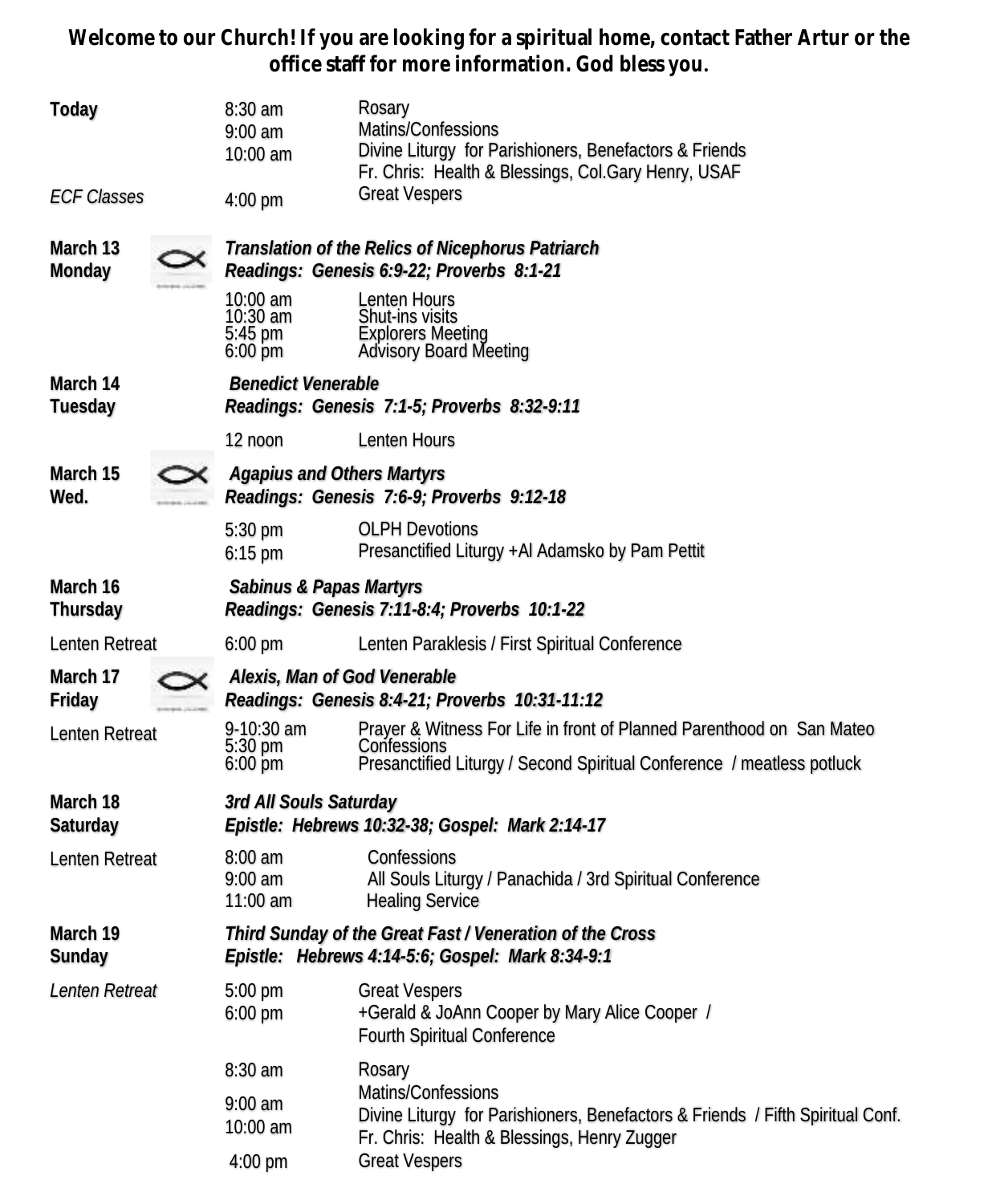**Welcome to our Church! If you are looking for a spiritual home, contact Father Artur or the office staff for more information. God bless you.**

| | | |
|---|---|---|
| **Today** | 8:30 am | Rosary |
| | 9:00 am | Matins/Confessions |
| | 10:00 am | Divine Liturgy for Parishioners, Benefactors & Friends |
| | | Fr. Chris: Health & Blessings, Col.Gary Henry, USAF |
| *ECF Classes* | 4:00 pm | Great Vespers |
| **March 13 Monday** | | ***Translation of the Relics of Nicephorus Patriarch*** |
| | | ***Readings: Genesis 6:9-22; Proverbs 8:1-21*** |
| | 10:00 am | Lenten Hours |
| | 10:30 am | Shut-ins visits |
| | 5:45 pm | Explorers Meeting |
| | 6:00 pm | Advisory Board Meeting |
| **March 14 Tuesday** | | ***Benedict Venerable*** |
| | | ***Readings: Genesis 7:1-5; Proverbs 8:32-9:11*** |
| | 12 noon | Lenten Hours |
| **March 15 Wed.** | | ***Agapius and Others Martyrs*** |
| | | ***Readings: Genesis 7:6-9; Proverbs 9:12-18*** |
| | 5:30 pm | OLPH Devotions |
| | 6:15 pm | Presanctified Liturgy +Al Adamsko by Pam Pettit |
| **March 16 Thursday** | | ***Sabinus & Papas Martyrs*** |
| | | ***Readings: Genesis 7:11-8:4; Proverbs 10:1-22*** |
| Lenten Retreat | 6:00 pm | Lenten Paraklesis / First Spiritual Conference |
| **March 17 Friday** | | ***Alexis, Man of God Venerable*** |
| | | ***Readings: Genesis 8:4-21; Proverbs 10:31-11:12*** |
| Lenten Retreat | 9-10:30 am | Prayer & Witness For Life in front of Planned Parenthood on San Mateo |
| | 5:30 pm | Confessions |
| | 6:00 pm | Presanctified Liturgy / Second Spiritual Conference / meatless potluck |
| **March 18 Saturday** | | ***3rd All Souls Saturday*** |
| | | ***Epistle: Hebrews 10:32-38; Gospel: Mark 2:14-17*** |
| Lenten Retreat | 8:00 am | Confessions |
| | 9:00 am | All Souls Liturgy / Panachida / 3rd Spiritual Conference |
| | 11:00 am | Healing Service |
| **March 19 Sunday** | | ***Third Sunday of the Great Fast / Veneration of the Cross*** |
| | | ***Epistle: Hebrews 4:14-5:6; Gospel: Mark 8:34-9:1*** |
| *Lenten Retreat* | 5:00 pm | Great Vespers |
| | 6:00 pm | +Gerald & JoAnn Cooper by Mary Alice Cooper / Fourth Spiritual Conference |
| | 8:30 am | Rosary |
| | 9:00 am | Matins/Confessions |
| | 10:00 am | Divine Liturgy for Parishioners, Benefactors & Friends / Fifth Spiritual Conf. |
| | | Fr. Chris: Health & Blessings, Henry Zugger |
| | 4:00 pm | Great Vespers |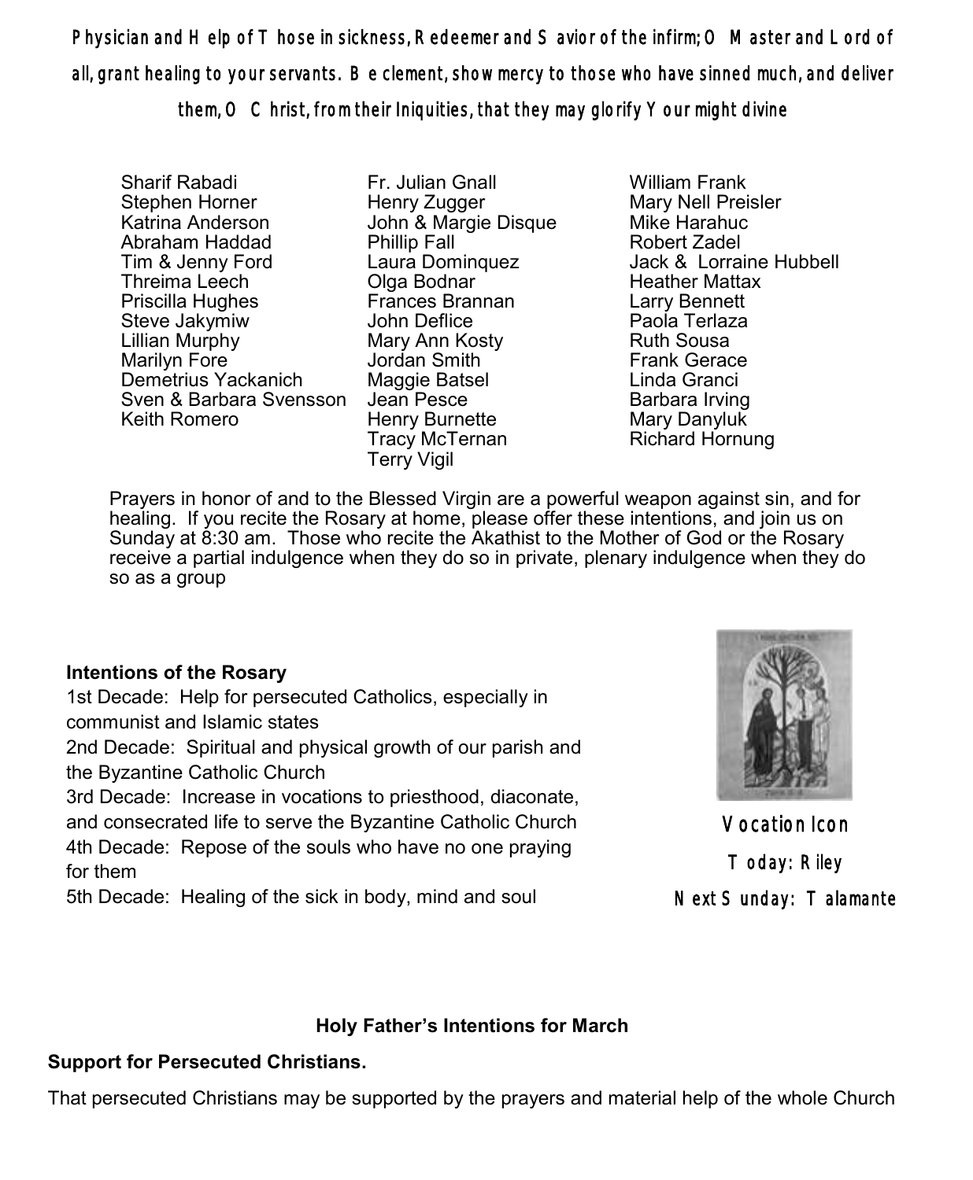**Physician and Help of Those in sickness, Redeemer and Savior of the infirm; O Master and Lord of all, grant healing to your servants. Be clement, show mercy to those who have sinned much, and deliver them, O Christ, from their Iniquities, that they may glorify Your might divine**

Sharif Rabadi
Stephen Horner
Katrina Anderson
Abraham Haddad
Tim & Jenny Ford
Threima Leech
Priscilla Hughes
Steve Jakymiw
Lillian Murphy
Marilyn Fore
Demetrius Yackanich
Sven & Barbara Svensson
Keith Romero

Fr. Julian Gnall
Henry Zugger
John & Margie Disque
Phillip Fall
Laura Dominquez
Olga Bodnar
Frances Brannan
John Deflice
Mary Ann Kosty
Jordan Smith
Maggie Batsel
Jean Pesce
Henry Burnette
Tracy McTernan
Terry Vigil

William Frank
Mary Nell Preisler
Mike Harahuc
Robert Zadel
Jack & Lorraine Hubbell
Heather Mattax
Larry Bennett
Paola Terlaza
Ruth Sousa
Frank Gerace
Linda Granci
Barbara Irving
Mary Danyluk
Richard Hornung

Prayers in honor of and to the Blessed Virgin are a powerful weapon against sin, and for healing. If you recite the Rosary at home, please offer these intentions, and join us on Sunday at 8:30 am. Those who recite the Akathist to the Mother of God or the Rosary receive a partial indulgence when they do so in private, plenary indulgence when they do so as a group

**Intentions of the Rosary**

1st Decade: Help for persecuted Catholics, especially in communist and Islamic states
2nd Decade: Spiritual and physical growth of our parish and the Byzantine Catholic Church
3rd Decade: Increase in vocations to priesthood, diaconate, and consecrated life to serve the Byzantine Catholic Church
4th Decade: Repose of the souls who have no one praying for them
5th Decade: Healing of the sick in body, mind and soul

Vocation Icon
Today: Riley
Next Sunday: Talamante

**Holy Father's Intentions for March**

**Support for Persecuted Christians.**

That persecuted Christians may be supported by the prayers and material help of the whole Church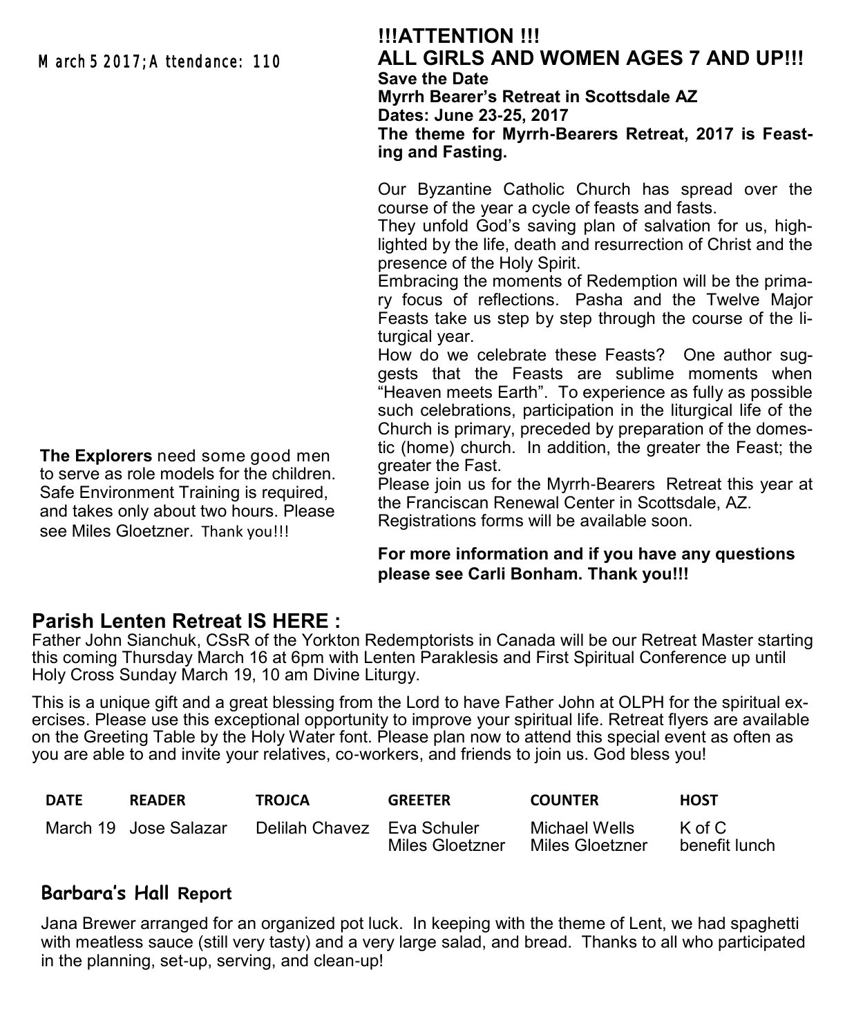March 5 2017; Attendance: 110

**The Explorers** need some good men to serve as role models for the children. Safe Environment Training is required, and takes only about two hours. Please see Miles Gloetzner. Thank you!!!

## !!!ATTENTION !!!
## ALL GIRLS AND WOMEN AGES 7 AND UP!!!

**Save the Date**
**Myrrh Bearer's Retreat in Scottsdale AZ**
**Dates: June 23-25, 2017**
**The theme for Myrrh-Bearers Retreat, 2017 is Feasting and Fasting.**

Our Byzantine Catholic Church has spread over the course of the year a cycle of feasts and fasts.
They unfold God's saving plan of salvation for us, highlighted by the life, death and resurrection of Christ and the presence of the Holy Spirit.
Embracing the moments of Redemption will be the primary focus of reflections. Pasha and the Twelve Major Feasts take us step by step through the course of the liturgical year.
How do we celebrate these Feasts? One author suggests that the Feasts are sublime moments when "Heaven meets Earth". To experience as fully as possible such celebrations, participation in the liturgical life of the Church is primary, preceded by preparation of the domestic (home) church. In addition, the greater the Feast; the greater the Fast.
Please join us for the Myrrh-Bearers Retreat this year at the Franciscan Renewal Center in Scottsdale, AZ.
Registrations forms will be available soon.

**For more information and if you have any questions please see Carli Bonham. Thank you!!!**

## Parish Lenten Retreat IS HERE :

Father John Sianchuk, CSsR of the Yorkton Redemptorists in Canada will be our Retreat Master starting this coming Thursday March 16 at 6pm with Lenten Paraklesis and First Spiritual Conference up until Holy Cross Sunday March 19, 10 am Divine Liturgy.

This is a unique gift and a great blessing from the Lord to have Father John at OLPH for the spiritual exercises. Please use this exceptional opportunity to improve your spiritual life. Retreat flyers are available on the Greeting Table by the Holy Water font. Please plan now to attend this special event as often as you are able to and invite your relatives, co-workers, and friends to join us. God bless you!

| DATE | READER | TROJCA | GREETER | COUNTER | HOST |
|---|---|---|---|---|---|
| March 19 | Jose Salazar | Delilah Chavez | Eva Schuler<br>Miles Gloetzner | Michael Wells<br>Miles Gloetzner | K of C<br>benefit lunch |

## Barbara's Hall Report

Jana Brewer arranged for an organized pot luck. In keeping with the theme of Lent, we had spaghetti with meatless sauce (still very tasty) and a very large salad, and bread. Thanks to all who participated in the planning, set-up, serving, and clean-up!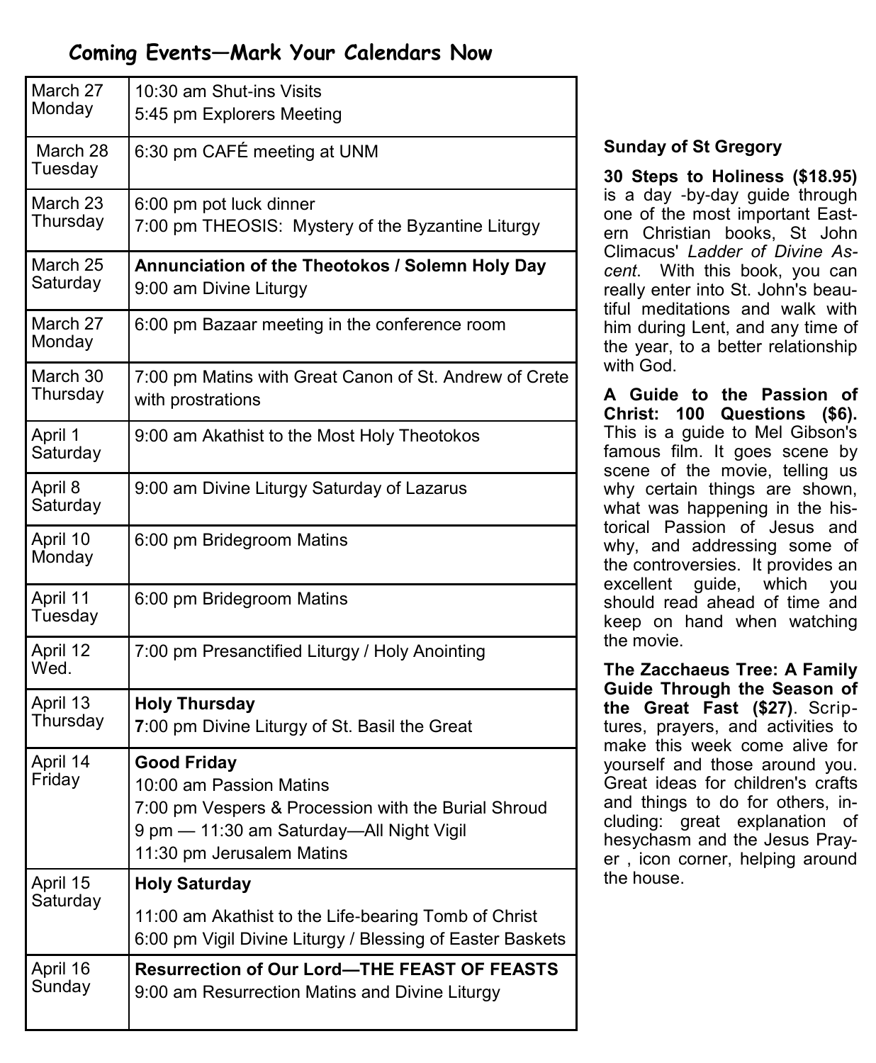## Coming Events—Mark Your Calendars Now

| Date | Events |
|---|---|
| March 27 Monday | 10:30 am Shut-ins Visits<br>5:45 pm Explorers Meeting |
| March 28 Tuesday | 6:30 pm CAFÉ meeting at UNM |
| March 23 Thursday | 6:00 pm pot luck dinner<br>7:00 pm THEOSIS: Mystery of the Byzantine Liturgy |
| March 25 Saturday | **Annunciation of the Theotokos / Solemn Holy Day**<br>9:00 am Divine Liturgy |
| March 27 Monday | 6:00 pm Bazaar meeting in the conference room |
| March 30 Thursday | 7:00 pm Matins with Great Canon of St. Andrew of Crete with prostrations |
| April 1 Saturday | 9:00 am Akathist to the Most Holy Theotokos |
| April 8 Saturday | 9:00 am Divine Liturgy Saturday of Lazarus |
| April 10 Monday | 6:00 pm Bridegroom Matins |
| April 11 Tuesday | 6:00 pm Bridegroom Matins |
| April 12 Wed. | 7:00 pm Presanctified Liturgy / Holy Anointing |
| April 13 Thursday | **Holy Thursday**<br>7:00 pm Divine Liturgy of St. Basil the Great |
| April 14 Friday | **Good Friday**<br>10:00 am Passion Matins<br>7:00 pm Vespers & Procession with the Burial Shroud<br>9 pm — 11:30 am Saturday—All Night Vigil<br>11:30 pm Jerusalem Matins |
| April 15 Saturday | **Holy Saturday**<br>11:00 am Akathist to the Life-bearing Tomb of Christ<br>6:00 pm Vigil Divine Liturgy / Blessing of Easter Baskets |
| April 16 Sunday | **Resurrection of Our Lord—THE FEAST OF FEASTS**<br>9:00 am Resurrection Matins and Divine Liturgy |

**Sunday of St Gregory**

**30 Steps to Holiness ($18.95)** is a day -by-day guide through one of the most important Eastern Christian books, St John Climacus' *Ladder of Divine Ascent*. With this book, you can really enter into St. John's beautiful meditations and walk with him during Lent, and any time of the year, to a better relationship with God.

**A Guide to the Passion of Christ: 100 Questions ($6).** This is a guide to Mel Gibson's famous film. It goes scene by scene of the movie, telling us why certain things are shown, what was happening in the historical Passion of Jesus and why, and addressing some of the controversies. It provides an excellent guide, which you should read ahead of time and keep on hand when watching the movie.

**The Zacchaeus Tree: A Family Guide Through the Season of the Great Fast ($27)**. Scriptures, prayers, and activities to make this week come alive for yourself and those around you. Great ideas for children's crafts and things to do for others, including: great explanation of hesychasm and the Jesus Prayer , icon corner, helping around the house.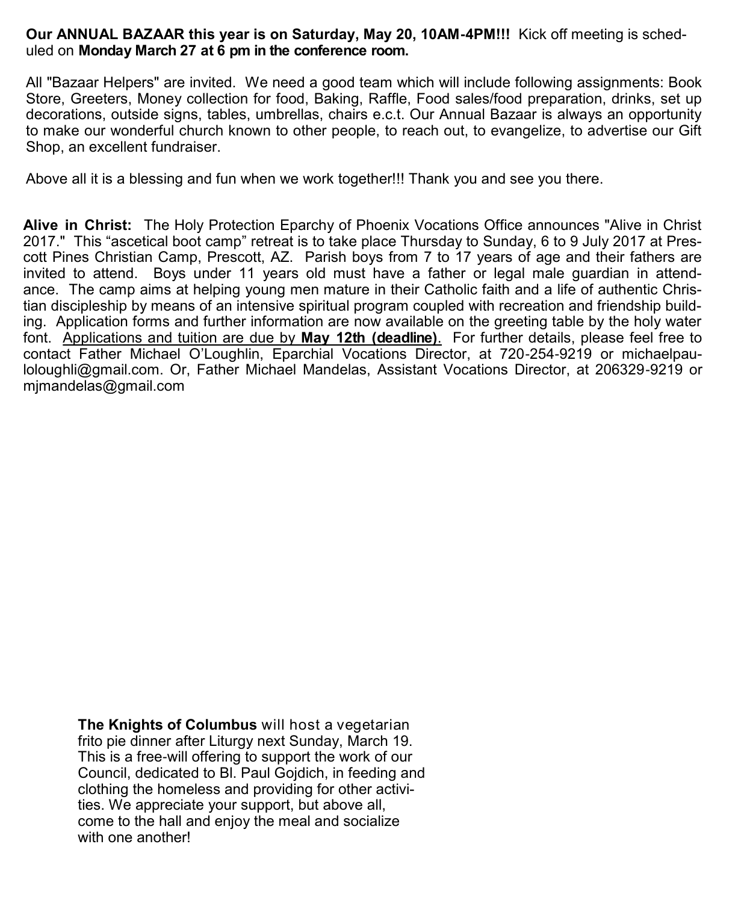**Our ANNUAL BAZAAR this year is on Saturday, May 20, 10AM-4PM!!!** Kick off meeting is scheduled on **Monday March 27 at 6 pm in the conference room.**

All "Bazaar Helpers" are invited. We need a good team which will include following assignments: Book Store, Greeters, Money collection for food, Baking, Raffle, Food sales/food preparation, drinks, set up decorations, outside signs, tables, umbrellas, chairs e.c.t. Our Annual Bazaar is always an opportunity to make our wonderful church known to other people, to reach out, to evangelize, to advertise our Gift Shop, an excellent fundraiser.

Above all it is a blessing and fun when we work together!!! Thank you and see you there.

**Alive in Christ:** The Holy Protection Eparchy of Phoenix Vocations Office announces "Alive in Christ 2017." This "ascetical boot camp" retreat is to take place Thursday to Sunday, 6 to 9 July 2017 at Prescott Pines Christian Camp, Prescott, AZ. Parish boys from 7 to 17 years of age and their fathers are invited to attend. Boys under 11 years old must have a father or legal male guardian in attendance. The camp aims at helping young men mature in their Catholic faith and a life of authentic Christian discipleship by means of an intensive spiritual program coupled with recreation and friendship building. Application forms and further information are now available on the greeting table by the holy water font. <u>Applications and tuition are due by **May 12th (deadline)**</u>. For further details, please feel free to contact Father Michael O'Loughlin, Eparchial Vocations Director, at 720-254-9219 or michaelpauloloughli@gmail.com. Or, Father Michael Mandelas, Assistant Vocations Director, at 206329-9219 or mjmandelas@gmail.com

**The Knights of Columbus** will host a vegetarian frito pie dinner after Liturgy next Sunday, March 19. This is a free-will offering to support the work of our Council, dedicated to Bl. Paul Gojdich, in feeding and clothing the homeless and providing for other activities. We appreciate your support, but above all, come to the hall and enjoy the meal and socialize with one another!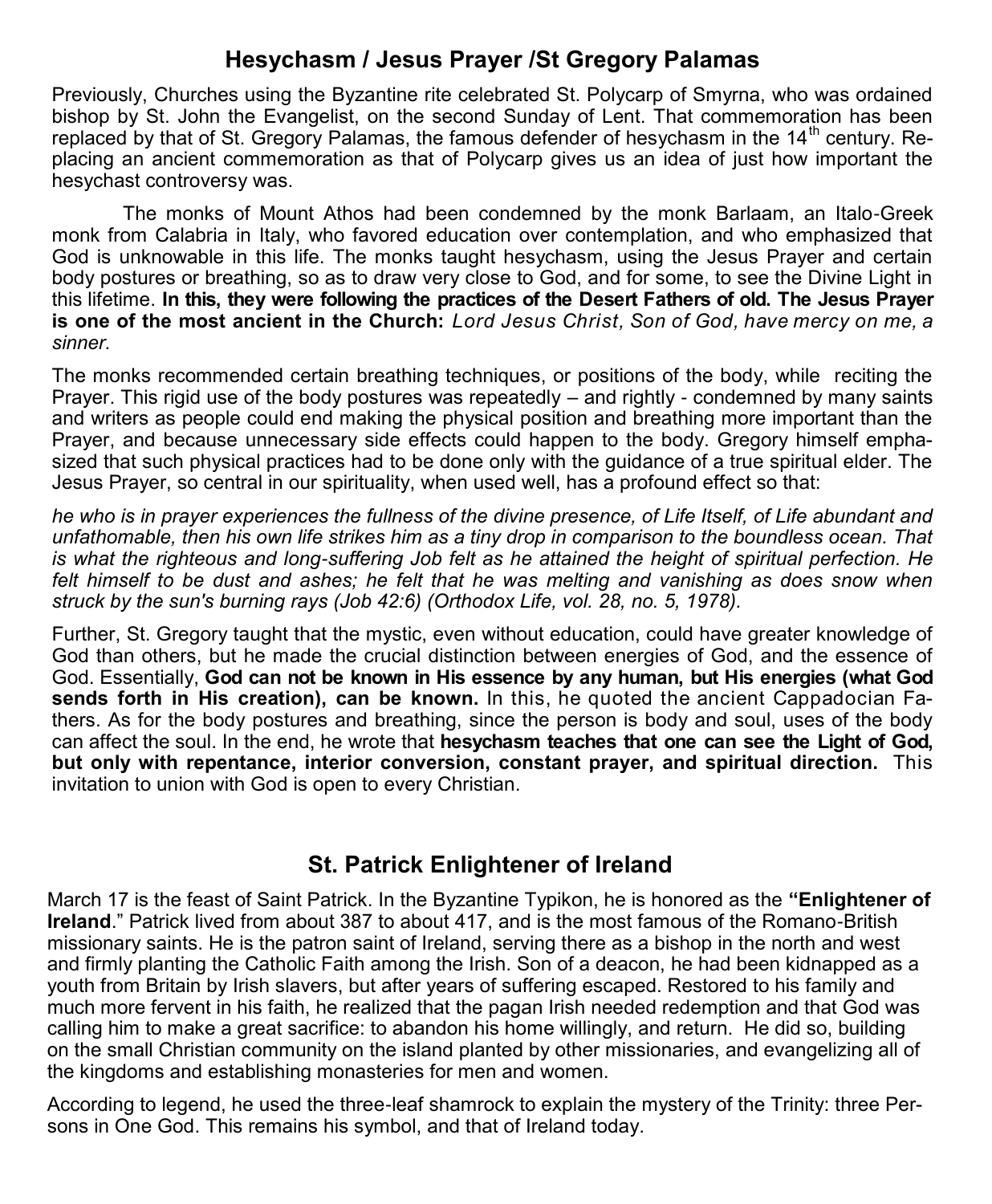## Hesychasm / Jesus Prayer /St Gregory Palamas

Previously, Churches using the Byzantine rite celebrated St. Polycarp of Smyrna, who was ordained bishop by St. John the Evangelist, on the second Sunday of Lent. That commemoration has been replaced by that of St. Gregory Palamas, the famous defender of hesychasm in the 14th century. Replacing an ancient commemoration as that of Polycarp gives us an idea of just how important the hesychast controversy was.

The monks of Mount Athos had been condemned by the monk Barlaam, an Italo-Greek monk from Calabria in Italy, who favored education over contemplation, and who emphasized that God is unknowable in this life. The monks taught hesychasm, using the Jesus Prayer and certain body postures or breathing, so as to draw very close to God, and for some, to see the Divine Light in this lifetime. **In this, they were following the practices of the Desert Fathers of old. The Jesus Prayer is one of the most ancient in the Church:** *Lord Jesus Christ, Son of God, have mercy on me, a sinner.*

The monks recommended certain breathing techniques, or positions of the body, while reciting the Prayer. This rigid use of the body postures was repeatedly – and rightly - condemned by many saints and writers as people could end making the physical position and breathing more important than the Prayer, and because unnecessary side effects could happen to the body. Gregory himself emphasized that such physical practices had to be done only with the guidance of a true spiritual elder. The Jesus Prayer, so central in our spirituality, when used well, has a profound effect so that:

*he who is in prayer experiences the fullness of the divine presence, of Life Itself, of Life abundant and unfathomable, then his own life strikes him as a tiny drop in comparison to the boundless ocean. That is what the righteous and long-suffering Job felt as he attained the height of spiritual perfection. He felt himself to be dust and ashes; he felt that he was melting and vanishing as does snow when struck by the sun's burning rays (Job 42:6) (Orthodox Life, vol. 28, no. 5, 1978).*

Further, St. Gregory taught that the mystic, even without education, could have greater knowledge of God than others, but he made the crucial distinction between energies of God, and the essence of God. Essentially, **God can not be known in His essence by any human, but His energies (what God sends forth in His creation), can be known.** In this, he quoted the ancient Cappadocian Fathers. As for the body postures and breathing, since the person is body and soul, uses of the body can affect the soul. In the end, he wrote that **hesychasm teaches that one can see the Light of God, but only with repentance, interior conversion, constant prayer, and spiritual direction.** This invitation to union with God is open to every Christian.

## St. Patrick Enlightener of Ireland

March 17 is the feast of Saint Patrick. In the Byzantine Typikon, he is honored as the **"Enlightener of Ireland**." Patrick lived from about 387 to about 417, and is the most famous of the Romano-British missionary saints. He is the patron saint of Ireland, serving there as a bishop in the north and west and firmly planting the Catholic Faith among the Irish. Son of a deacon, he had been kidnapped as a youth from Britain by Irish slavers, but after years of suffering escaped. Restored to his family and much more fervent in his faith, he realized that the pagan Irish needed redemption and that God was calling him to make a great sacrifice: to abandon his home willingly, and return. He did so, building on the small Christian community on the island planted by other missionaries, and evangelizing all of the kingdoms and establishing monasteries for men and women.

According to legend, he used the three-leaf shamrock to explain the mystery of the Trinity: three Persons in One God. This remains his symbol, and that of Ireland today.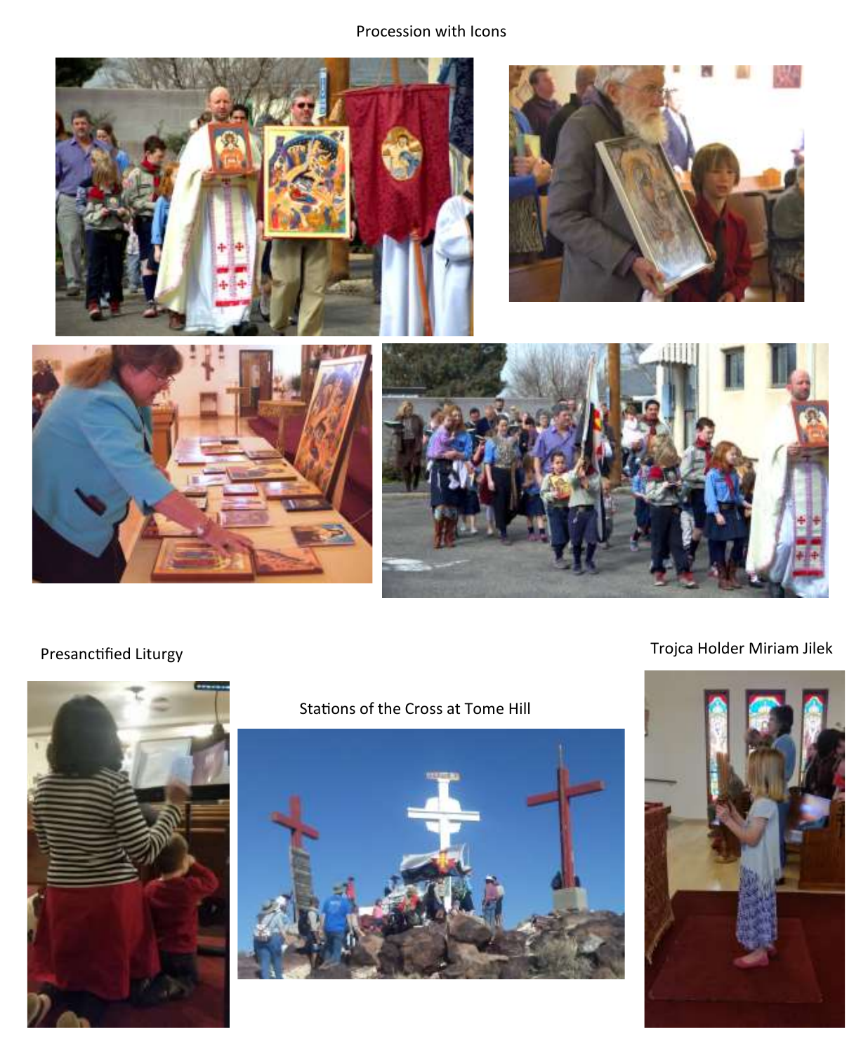Procession with Icons

Presanctified Liturgy

Stations of the Cross at Tome Hill

Trojca Holder Miriam Jilek